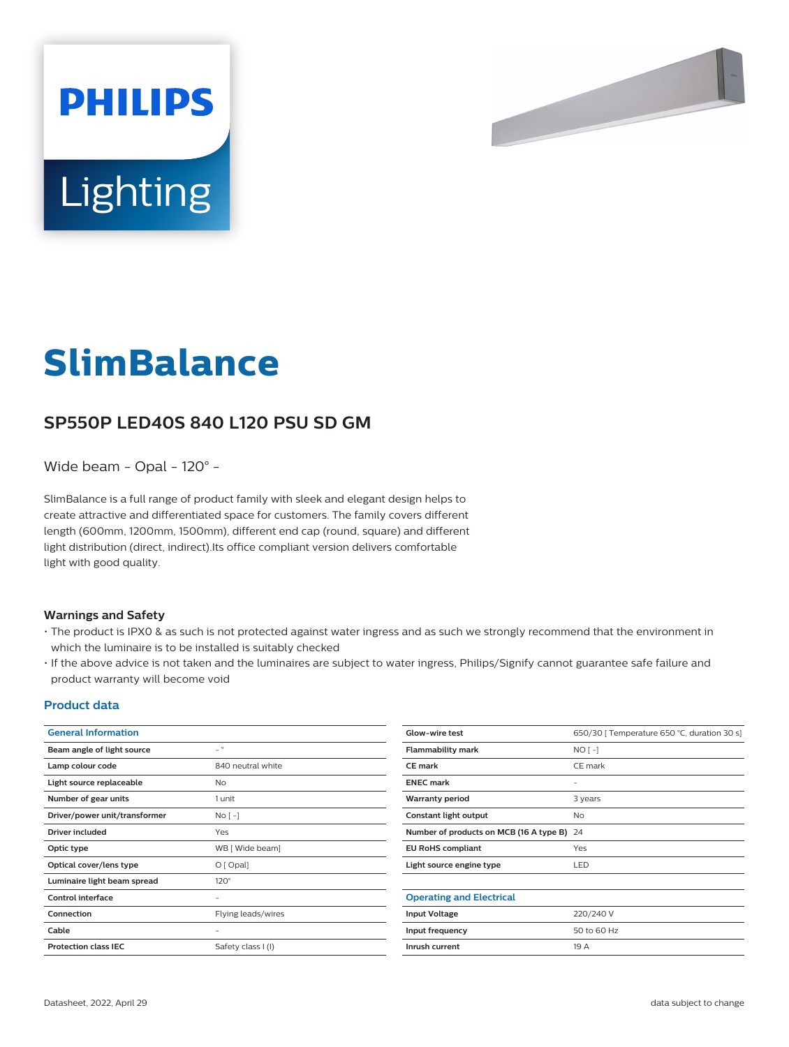# SlimBalance

## SP550P LED40S 840 L120 PSU SD GM

Wide beam - Opal - 120° -

SlimBalance is a full range of product family with sleek and elegant design helps to create attractive and differentiated space for customers. The family covers different length (600mm, 1200mm, 1500mm), different end cap (round, square) and different light distribution (direct, indirect).Its office compliant version delivers comfortable light with good quality.

### Warnings and Safety

- The product is IPX0 & as such is not protected against water ingress and as such we strongly recommend that the environment in which the luminaire is to be installed is suitably checked
- If the above advice is not taken and the luminaires are subject to water ingress, Philips/Signify cannot guarantee safe failure and product warranty will become void

## Product data

| General Information | |
|---|---|
| Beam angle of light source | - ° |
| Lamp colour code | 840 neutral white |
| Light source replaceable | No |
| Number of gear units | 1 unit |
| Driver/power unit/transformer | No [ -] |
| Driver included | Yes |
| Optic type | WB [ Wide beam] |
| Optical cover/lens type | O [ Opal] |
| Luminaire light beam spread | 120° |
| Control interface | - |
| Connection | Flying leads/wires |
| Cable | - |
| Protection class IEC | Safety class I (I) |
| Glow-wire test | 650/30 [ Temperature 650 °C, duration 30 s] |
| Flammability mark | NO [ -] |
| CE mark | CE mark |
| ENEC mark | - |
| Warranty period | 3 years |
| Constant light output | No |
| Number of products on MCB (16 A type B) | 24 |
| EU RoHS compliant | Yes |
| Light source engine type | LED |

| Operating and Electrical | |
|---|---|
| Input Voltage | 220/240 V |
| Input frequency | 50 to 60 Hz |
| Inrush current | 19 A |

Datasheet, 2022, April 29

data subject to change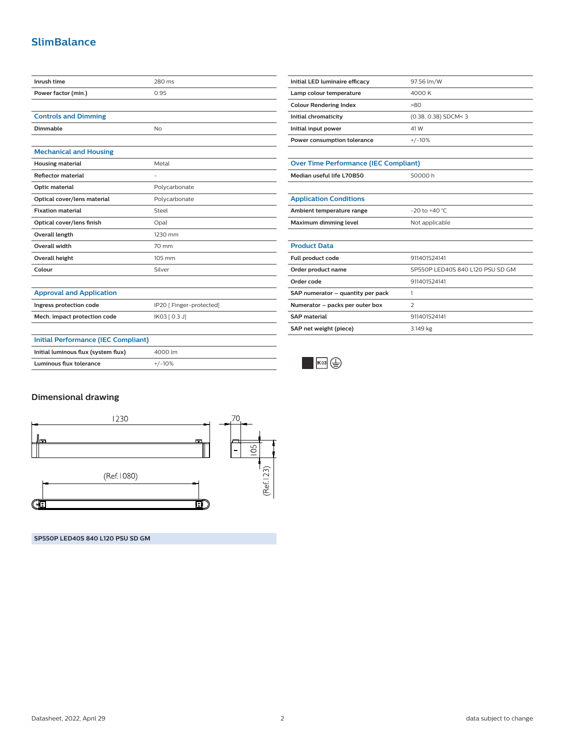## SlimBalance

| | |
|---|---|
| Inrush time | 280 ms |
| Power factor (min.) | 0.95 |

### Controls and Dimming

| | |
|---|---|
| Dimmable | No |

### Mechanical and Housing

| | |
|---|---|
| Housing material | Metal |
| Reflector material | - |
| Optic material | Polycarbonate |
| Optical cover/lens material | Polycarbonate |
| Fixation material | Steel |
| Optical cover/lens finish | Opal |
| Overall length | 1230 mm |
| Overall width | 70 mm |
| Overall height | 105 mm |
| Colour | Silver |

### Approval and Application

| | |
|---|---|
| Ingress protection code | IP20 [ Finger-protected] |
| Mech. impact protection code | IK03 [ 0.3 J] |

### Initial Performance (IEC Compliant)

| | |
|---|---|
| Initial luminous flux (system flux) | 4000 lm |
| Luminous flux tolerance | +/-10% |
| Initial LED luminaire efficacy | 97.56 lm/W |
| Lamp colour temperature | 4000 K |
| Colour Rendering Index | >80 |
| Initial chromaticity | (0.38, 0.38) SDCM<3 |
| Initial input power | 41 W |
| Power consumption tolerance | +/-10% |

### Over Time Performance (IEC Compliant)

| | |
|---|---|
| Median useful life L70B50 | 50000 h |

### Application Conditions

| | |
|---|---|
| Ambient temperature range | -20 to +40 °C |
| Maximum dimming level | Not applicable |

### Product Data

| | |
|---|---|
| Full product code | 911401524141 |
| Order product name | SP550P LED40S 840 L120 PSU SD GM |
| Order code | 911401524141 |
| SAP numerator – quantity per pack | 1 |
| Numerator – packs per outer box | 2 |
| SAP material | 911401524141 |
| SAP net weight (piece) | 3.149 kg |

## Dimensional drawing

1230 | 70 | 105 | (Ref.1080) | (Ref.123)

**SP550P LED40S 840 L120 PSU SD GM**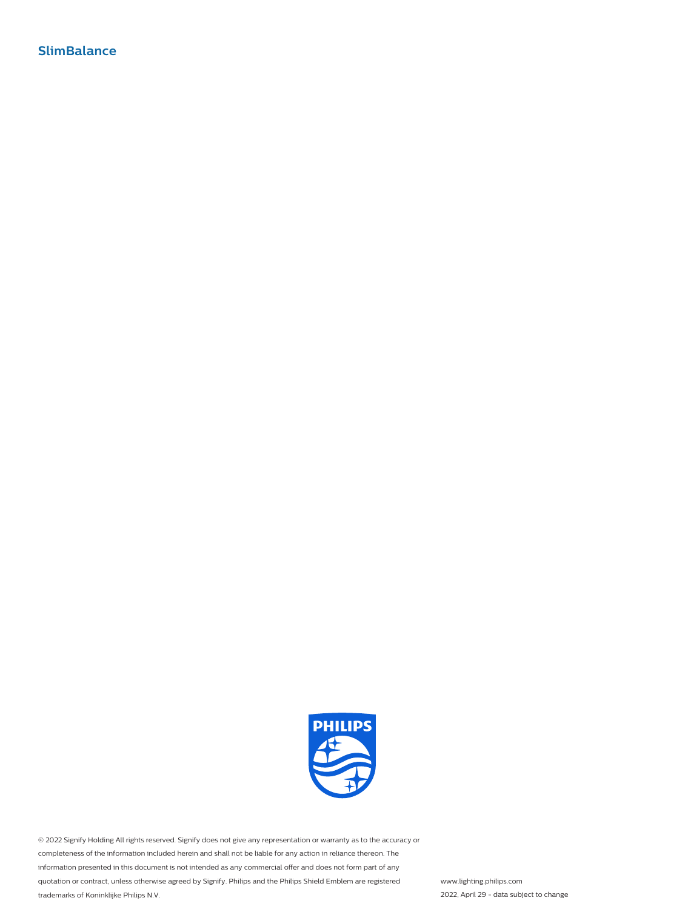© 2022 Signify Holding All rights reserved. Signify does not give any representation or warranty as to the accuracy or completeness of the information included herein and shall not be liable for any action in reliance thereon. The information presented in this document is not intended as any commercial offer and does not form part of any quotation or contract, unless otherwise agreed by Signify. Philips and the Philips Shield Emblem are registered trademarks of Koninklijke Philips N.V.

www.lighting.philips.com

2022, April 29 - data subject to change